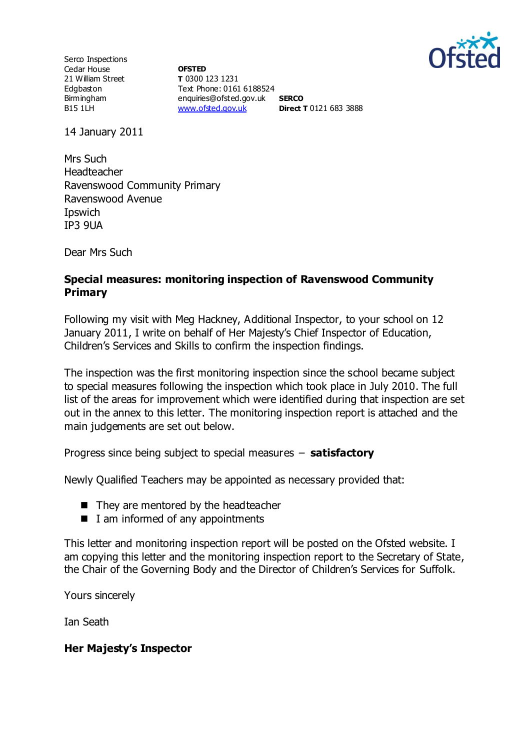Serco Inspections
Cedar House
21 William Street
Edgbaston
Birmingham
B15 1LH

**OFSTED**
**T** 0300 123 1231
Text Phone: 0161 6188524
enquiries@ofsted.gov.uk
www.ofsted.gov.uk

**SERCO**
**Direct T** 0121 683 3888

14 January 2011

Mrs Such
Headteacher
Ravenswood Community Primary
Ravenswood Avenue
Ipswich
IP3 9UA

Dear Mrs Such

**Special measures: monitoring inspection of Ravenswood Community Primary**

Following my visit with Meg Hackney, Additional Inspector, to your school on 12 January 2011, I write on behalf of Her Majesty's Chief Inspector of Education, Children's Services and Skills to confirm the inspection findings.

The inspection was the first monitoring inspection since the school became subject to special measures following the inspection which took place in July 2010. The full list of the areas for improvement which were identified during that inspection are set out in the annex to this letter. The monitoring inspection report is attached and the main judgements are set out below.

Progress since being subject to special measures – **satisfactory**

Newly Qualified Teachers may be appointed as necessary provided that:

- They are mentored by the headteacher
- I am informed of any appointments

This letter and monitoring inspection report will be posted on the Ofsted website. I am copying this letter and the monitoring inspection report to the Secretary of State, the Chair of the Governing Body and the Director of Children's Services for Suffolk.

Yours sincerely

Ian Seath

**Her Majesty's Inspector**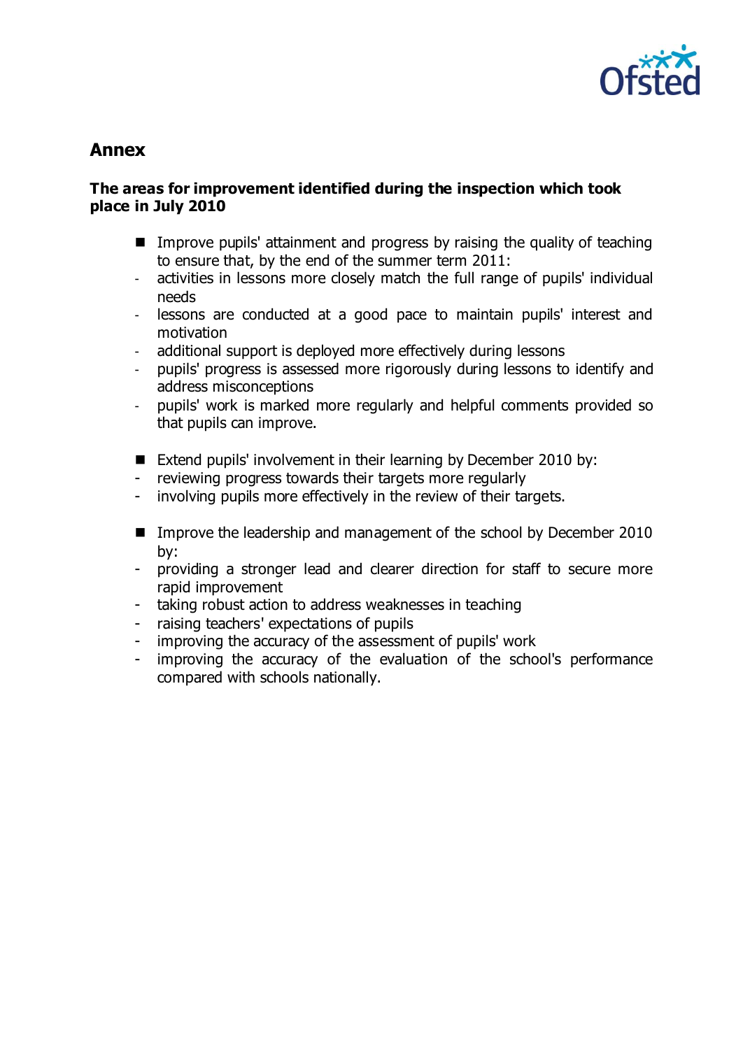## Annex

### The areas for improvement identified during the inspection which took place in July 2010

- Improve pupils' attainment and progress by raising the quality of teaching to ensure that, by the end of the summer term 2011:
  - activities in lessons more closely match the full range of pupils' individual needs
  - lessons are conducted at a good pace to maintain pupils' interest and motivation
  - additional support is deployed more effectively during lessons
  - pupils' progress is assessed more rigorously during lessons to identify and address misconceptions
  - pupils' work is marked more regularly and helpful comments provided so that pupils can improve.

- Extend pupils' involvement in their learning by December 2010 by:
  - reviewing progress towards their targets more regularly
  - involving pupils more effectively in the review of their targets.

- Improve the leadership and management of the school by December 2010 by:
  - providing a stronger lead and clearer direction for staff to secure more rapid improvement
  - taking robust action to address weaknesses in teaching
  - raising teachers' expectations of pupils
  - improving the accuracy of the assessment of pupils' work
  - improving the accuracy of the evaluation of the school's performance compared with schools nationally.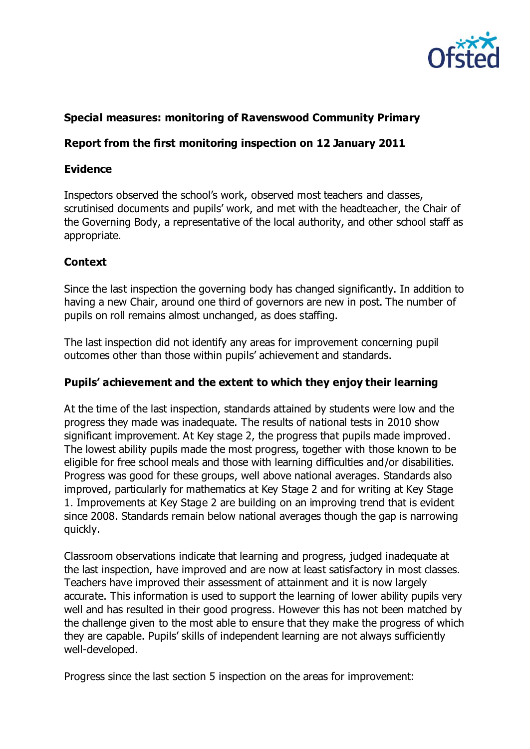**Special measures: monitoring of Ravenswood Community Primary**

**Report from the first monitoring inspection on 12 January 2011**

**Evidence**

Inspectors observed the school's work, observed most teachers and classes, scrutinised documents and pupils' work, and met with the headteacher, the Chair of the Governing Body, a representative of the local authority, and other school staff as appropriate.

**Context**

Since the last inspection the governing body has changed significantly. In addition to having a new Chair, around one third of governors are new in post. The number of pupils on roll remains almost unchanged, as does staffing.

The last inspection did not identify any areas for improvement concerning pupil outcomes other than those within pupils' achievement and standards.

**Pupils' achievement and the extent to which they enjoy their learning**

At the time of the last inspection, standards attained by students were low and the progress they made was inadequate. The results of national tests in 2010 show significant improvement. At Key stage 2, the progress that pupils made improved. The lowest ability pupils made the most progress, together with those known to be eligible for free school meals and those with learning difficulties and/or disabilities. Progress was good for these groups, well above national averages. Standards also improved, particularly for mathematics at Key Stage 2 and for writing at Key Stage 1. Improvements at Key Stage 2 are building on an improving trend that is evident since 2008. Standards remain below national averages though the gap is narrowing quickly.

Classroom observations indicate that learning and progress, judged inadequate at the last inspection, have improved and are now at least satisfactory in most classes. Teachers have improved their assessment of attainment and it is now largely accurate. This information is used to support the learning of lower ability pupils very well and has resulted in their good progress. However this has not been matched by the challenge given to the most able to ensure that they make the progress of which they are capable. Pupils' skills of independent learning are not always sufficiently well-developed.

Progress since the last section 5 inspection on the areas for improvement: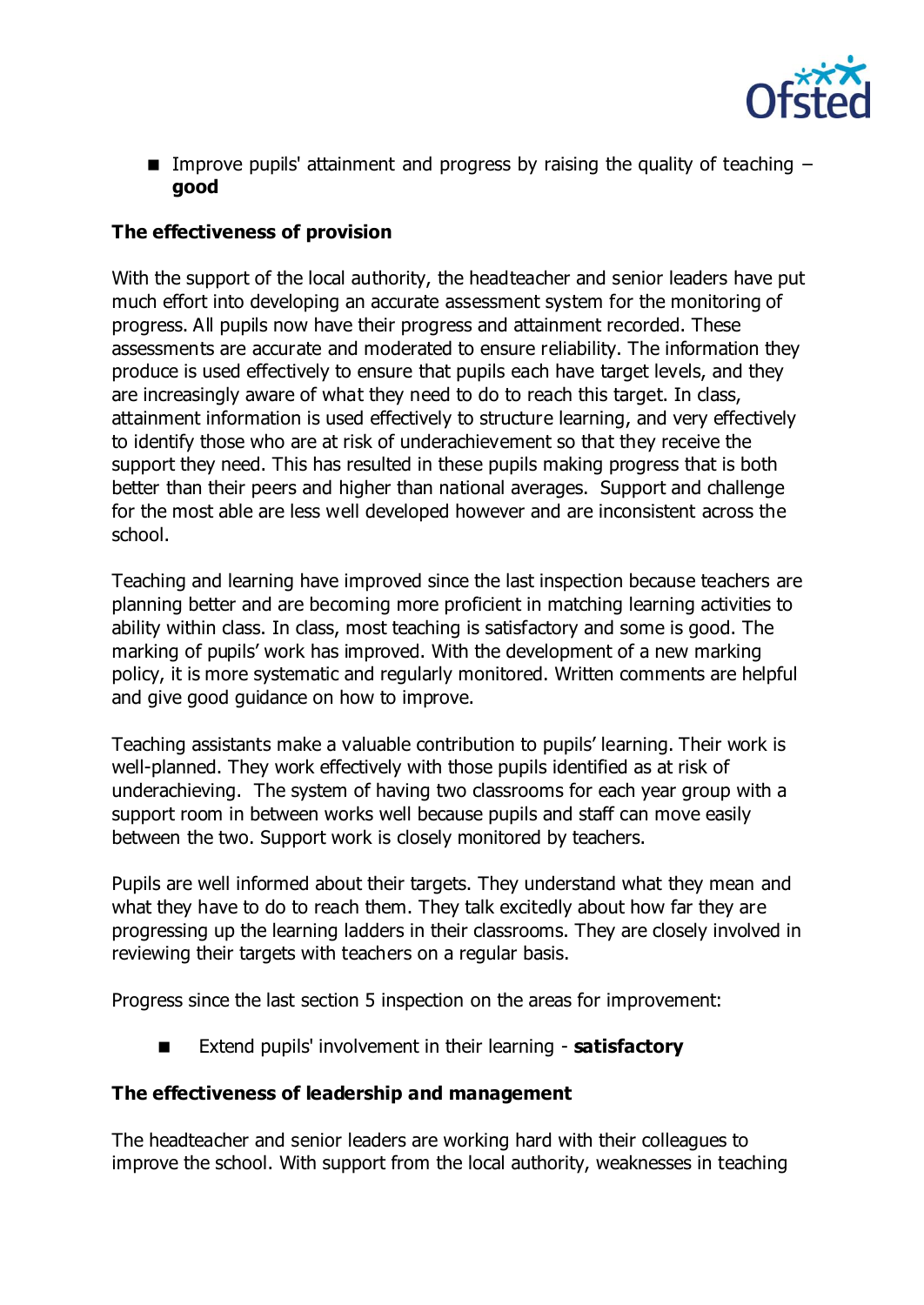- Improve pupils' attainment and progress by raising the quality of teaching – **good**

**The effectiveness of provision**

With the support of the local authority, the headteacher and senior leaders have put much effort into developing an accurate assessment system for the monitoring of progress. All pupils now have their progress and attainment recorded. These assessments are accurate and moderated to ensure reliability. The information they produce is used effectively to ensure that pupils each have target levels, and they are increasingly aware of what they need to do to reach this target. In class, attainment information is used effectively to structure learning, and very effectively to identify those who are at risk of underachievement so that they receive the support they need. This has resulted in these pupils making progress that is both better than their peers and higher than national averages. Support and challenge for the most able are less well developed however and are inconsistent across the school.

Teaching and learning have improved since the last inspection because teachers are planning better and are becoming more proficient in matching learning activities to ability within class. In class, most teaching is satisfactory and some is good. The marking of pupils' work has improved. With the development of a new marking policy, it is more systematic and regularly monitored. Written comments are helpful and give good guidance on how to improve.

Teaching assistants make a valuable contribution to pupils' learning. Their work is well-planned. They work effectively with those pupils identified as at risk of underachieving. The system of having two classrooms for each year group with a support room in between works well because pupils and staff can move easily between the two. Support work is closely monitored by teachers.

Pupils are well informed about their targets. They understand what they mean and what they have to do to reach them. They talk excitedly about how far they are progressing up the learning ladders in their classrooms. They are closely involved in reviewing their targets with teachers on a regular basis.

Progress since the last section 5 inspection on the areas for improvement:

- Extend pupils' involvement in their learning - **satisfactory**

**The effectiveness of leadership and management**

The headteacher and senior leaders are working hard with their colleagues to improve the school. With support from the local authority, weaknesses in teaching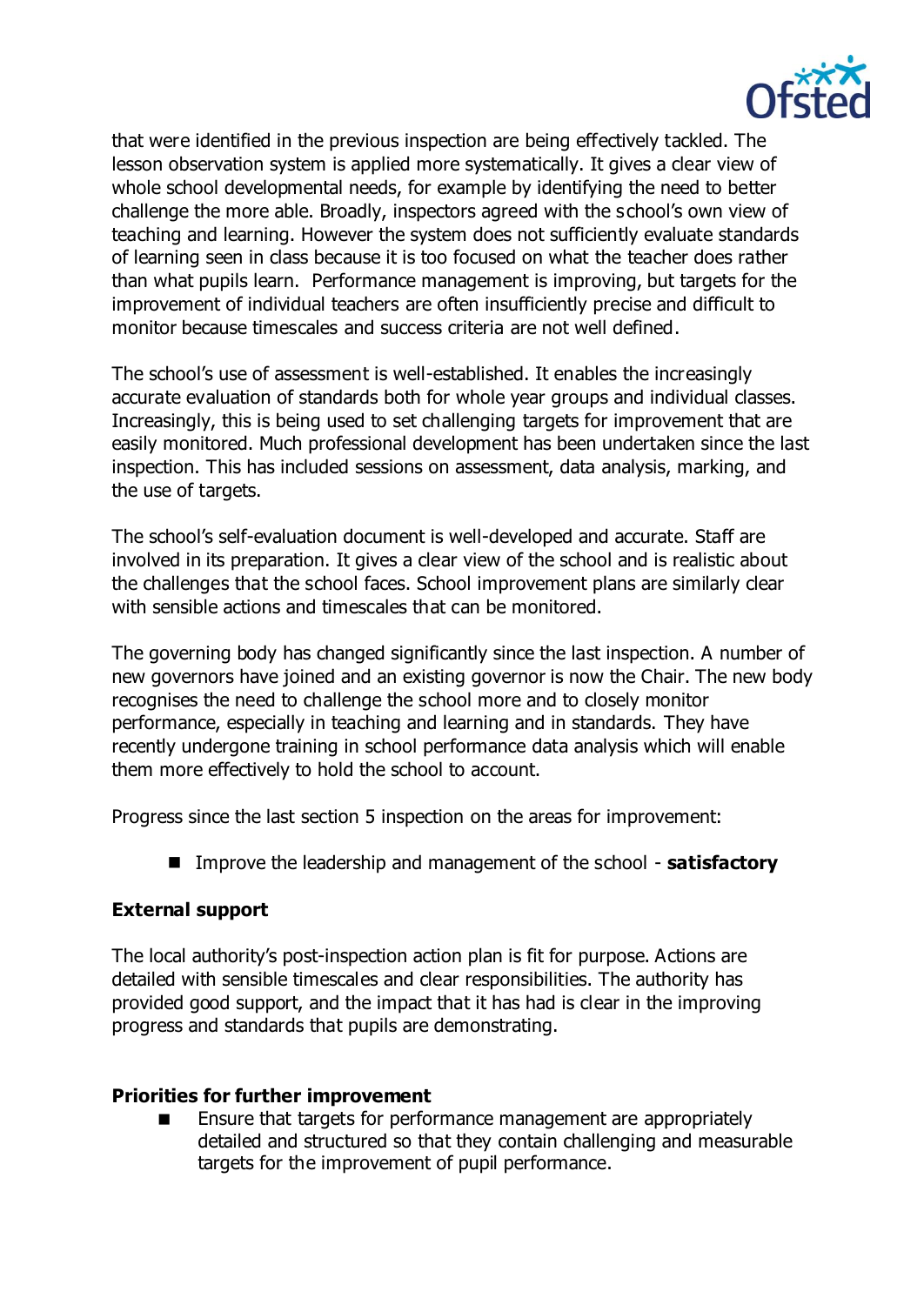that were identified in the previous inspection are being effectively tackled. The lesson observation system is applied more systematically. It gives a clear view of whole school developmental needs, for example by identifying the need to better challenge the more able. Broadly, inspectors agreed with the school's own view of teaching and learning. However the system does not sufficiently evaluate standards of learning seen in class because it is too focused on what the teacher does rather than what pupils learn. Performance management is improving, but targets for the improvement of individual teachers are often insufficiently precise and difficult to monitor because timescales and success criteria are not well defined.

The school's use of assessment is well-established. It enables the increasingly accurate evaluation of standards both for whole year groups and individual classes. Increasingly, this is being used to set challenging targets for improvement that are easily monitored. Much professional development has been undertaken since the last inspection. This has included sessions on assessment, data analysis, marking, and the use of targets.

The school's self-evaluation document is well-developed and accurate. Staff are involved in its preparation. It gives a clear view of the school and is realistic about the challenges that the school faces. School improvement plans are similarly clear with sensible actions and timescales that can be monitored.

The governing body has changed significantly since the last inspection. A number of new governors have joined and an existing governor is now the Chair. The new body recognises the need to challenge the school more and to closely monitor performance, especially in teaching and learning and in standards. They have recently undergone training in school performance data analysis which will enable them more effectively to hold the school to account.

Progress since the last section 5 inspection on the areas for improvement:

- Improve the leadership and management of the school - **satisfactory**

**External support**

The local authority's post-inspection action plan is fit for purpose. Actions are detailed with sensible timescales and clear responsibilities. The authority has provided good support, and the impact that it has had is clear in the improving progress and standards that pupils are demonstrating.

**Priorities for further improvement**

- Ensure that targets for performance management are appropriately detailed and structured so that they contain challenging and measurable targets for the improvement of pupil performance.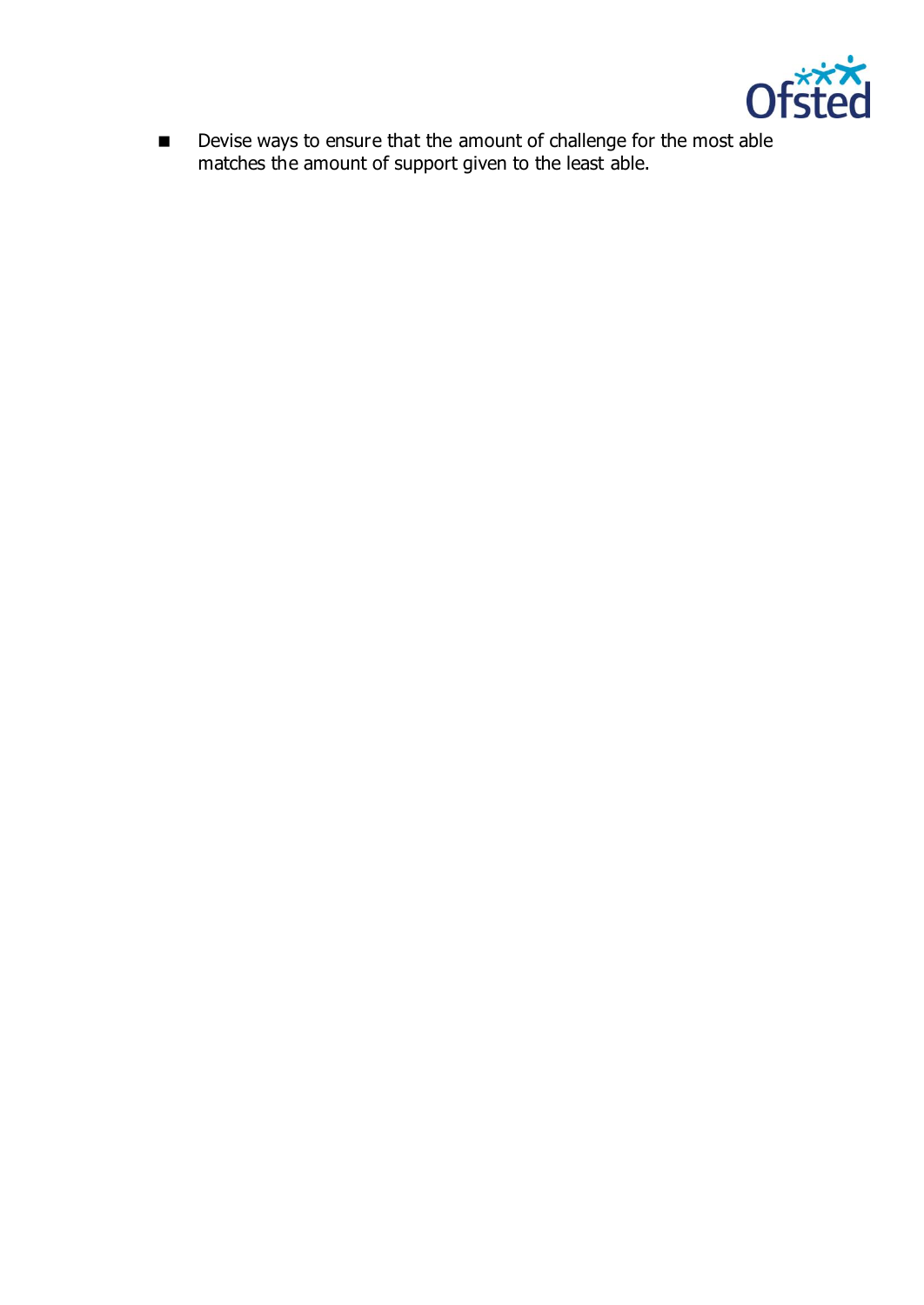- Devise ways to ensure that the amount of challenge for the most able matches the amount of support given to the least able.